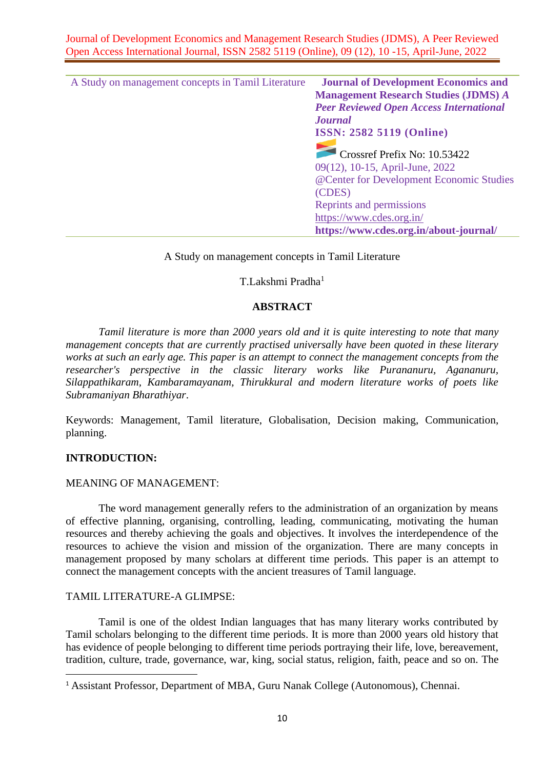| A Study on management concepts in Tamil Literature | **Journal of Development Economics and Management Research Studies (JDMS)** ***A Peer Reviewed Open Access International Journal*** **ISSN: 2582 5119 (Online)** Crossref Prefix No: 10.53422 09(12), 10-15, April-June, 2022 @Center for Development Economic Studies (CDES) Reprints and permissions https://www.cdes.org.in/ **https://www.cdes.org.in/about-journal/** |
| --- | --- |

# A Study on management concepts in Tamil Literature

T.Lakshmi Pradha[1]

## ABSTRACT

*Tamil literature is more than 2000 years old and it is quite interesting to note that many management concepts that are currently practised universally have been quoted in these literary works at such an early age. This paper is an attempt to connect the management concepts from the researcher's perspective in the classic literary works like Purananuru, Agananuru, Silappathikaram, Kambaramayanam, Thirukkural and modern literature works of poets like Subramaniyan Bharathiyar.*

Keywords: Management, Tamil literature, Globalisation, Decision making, Communication, planning.

## INTRODUCTION:

MEANING OF MANAGEMENT:

The word management generally refers to the administration of an organization by means of effective planning, organising, controlling, leading, communicating, motivating the human resources and thereby achieving the goals and objectives. It involves the interdependence of the resources to achieve the vision and mission of the organization. There are many concepts in management proposed by many scholars at different time periods. This paper is an attempt to connect the management concepts with the ancient treasures of Tamil language.

TAMIL LITERATURE-A GLIMPSE:

Tamil is one of the oldest Indian languages that has many literary works contributed by Tamil scholars belonging to the different time periods. It is more than 2000 years old history that has evidence of people belonging to different time periods portraying their life, love, bereavement, tradition, culture, trade, governance, war, king, social status, religion, faith, peace and so on. The

[1] Assistant Professor, Department of MBA, Guru Nanak College (Autonomous), Chennai.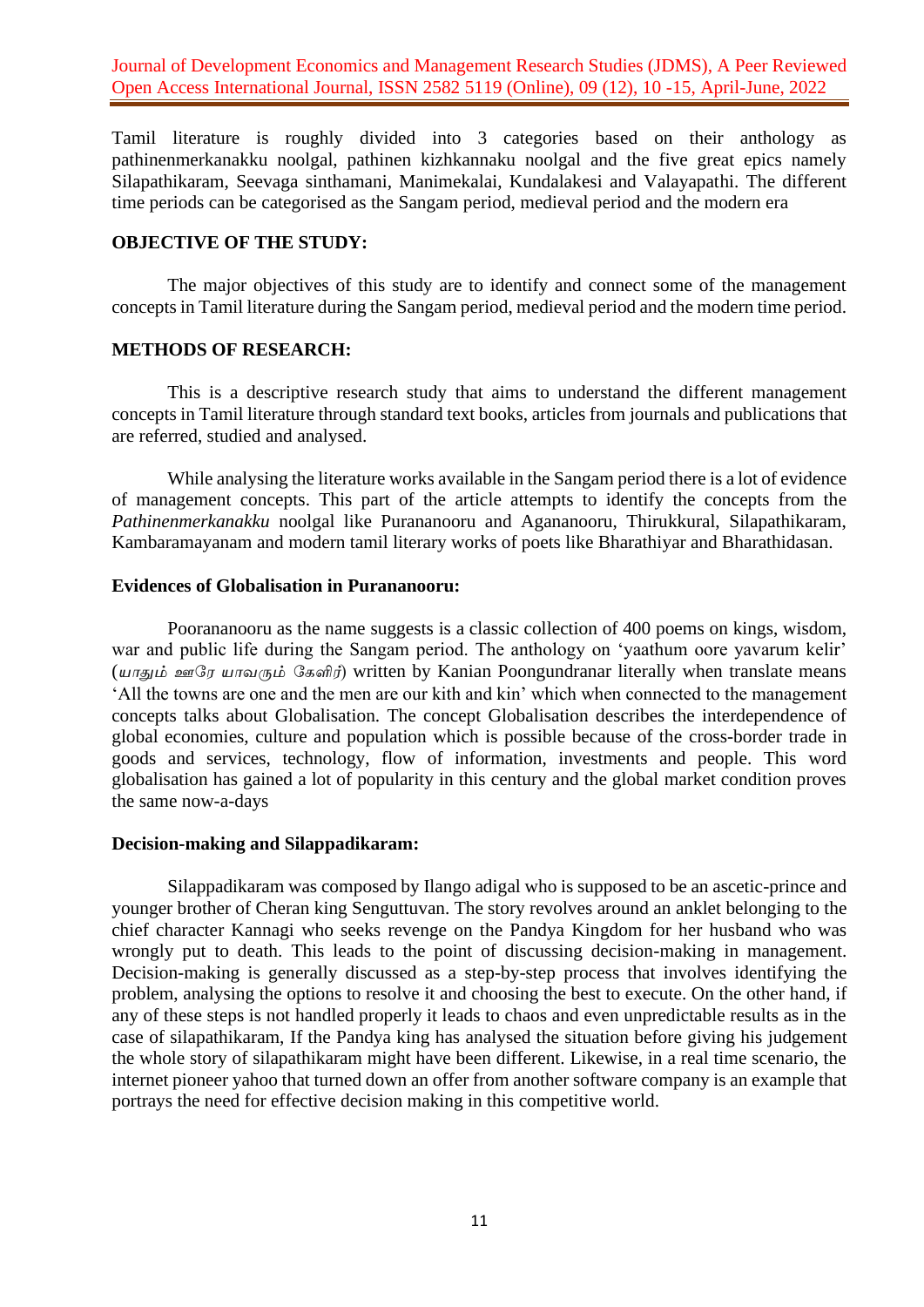Tamil literature is roughly divided into 3 categories based on their anthology as pathinenmerkanakku noolgal, pathinen kizhkannaku noolgal and the five great epics namely Silapathikaram, Seevaga sinthamani, Manimekalai, Kundalakesi and Valayapathi. The different time periods can be categorised as the Sangam period, medieval period and the modern era

**OBJECTIVE OF THE STUDY:**

The major objectives of this study are to identify and connect some of the management concepts in Tamil literature during the Sangam period, medieval period and the modern time period.

**METHODS OF RESEARCH:**

This is a descriptive research study that aims to understand the different management concepts in Tamil literature through standard text books, articles from journals and publications that are referred, studied and analysed.

While analysing the literature works available in the Sangam period there is a lot of evidence of management concepts. This part of the article attempts to identify the concepts from the *Pathinenmerkanakku* noolgal like Purananooru and Agananooru, Thirukkural, Silapathikaram, Kambaramayanam and modern tamil literary works of poets like Bharathiyar and Bharathidasan.

**Evidences of Globalisation in Purananooru:**

Poorananooru as the name suggests is a classic collection of 400 poems on kings, wisdom, war and public life during the Sangam period. The anthology on 'yaathum oore yavarum kelir' (யாதும் ஊரே யாவரும் கேளிர்) written by Kanian Poongundranar literally when translate means 'All the towns are one and the men are our kith and kin' which when connected to the management concepts talks about Globalisation. The concept Globalisation describes the interdependence of global economies, culture and population which is possible because of the cross-border trade in goods and services, technology, flow of information, investments and people. This word globalisation has gained a lot of popularity in this century and the global market condition proves the same now-a-days

**Decision-making and Silappadikaram:**

Silappadikaram was composed by Ilango adigal who is supposed to be an ascetic-prince and younger brother of Cheran king Senguttuvan. The story revolves around an anklet belonging to the chief character Kannagi who seeks revenge on the Pandya Kingdom for her husband who was wrongly put to death. This leads to the point of discussing decision-making in management. Decision-making is generally discussed as a step-by-step process that involves identifying the problem, analysing the options to resolve it and choosing the best to execute. On the other hand, if any of these steps is not handled properly it leads to chaos and even unpredictable results as in the case of silapathikaram, If the Pandya king has analysed the situation before giving his judgement the whole story of silapathikaram might have been different. Likewise, in a real time scenario, the internet pioneer yahoo that turned down an offer from another software company is an example that portrays the need for effective decision making in this competitive world.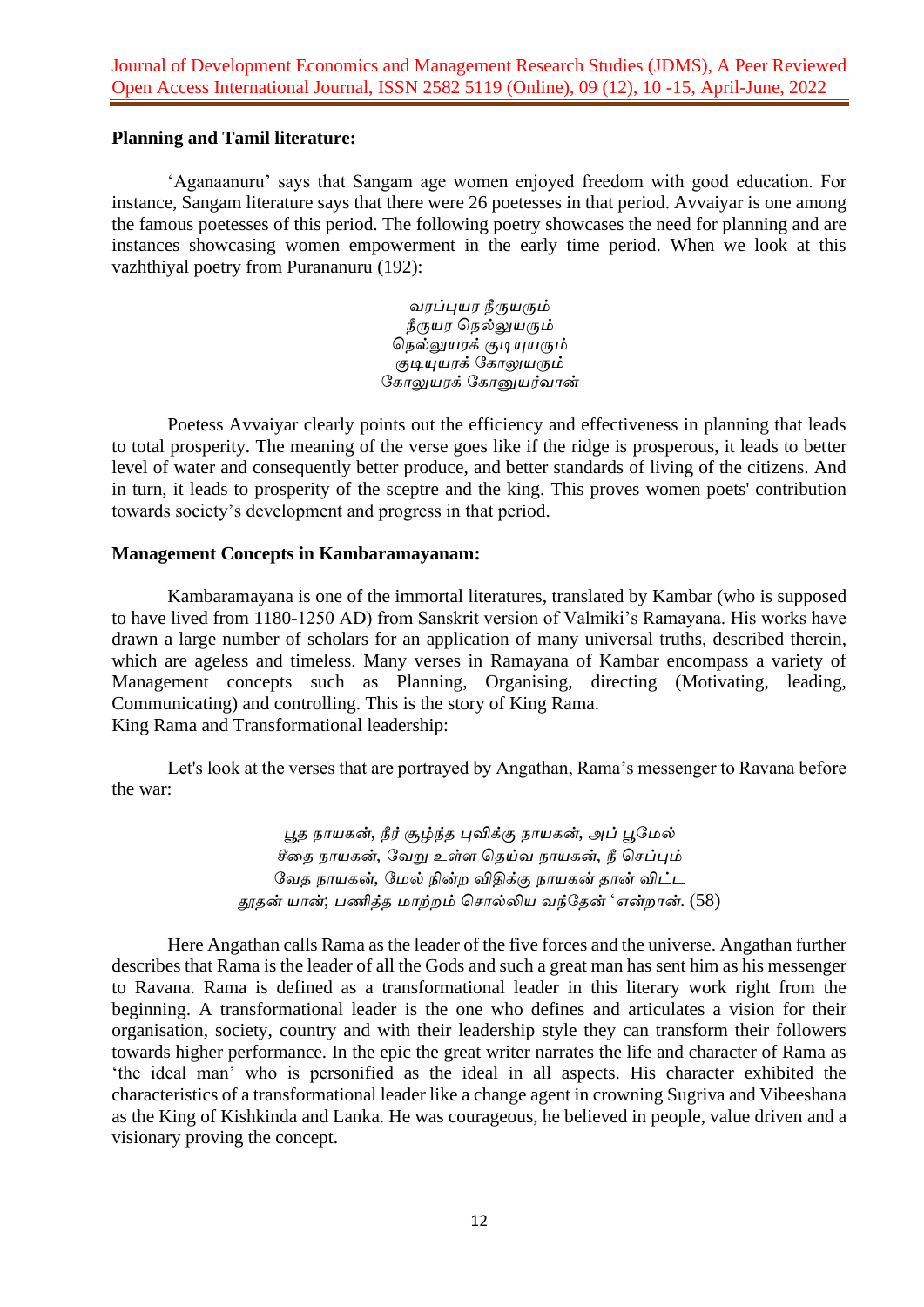**Planning and Tamil literature:**

'Aganaanuru' says that Sangam age women enjoyed freedom with good education. For instance, Sangam literature says that there were 26 poetesses in that period. Avvaiyar is one among the famous poetesses of this period. The following poetry showcases the need for planning and are instances showcasing women empowerment in the early time period. When we look at this vazhthiyal poetry from Purananuru (192):

வரப்புயர நீருயரும்
நீருயர நெல்லுயரும்
நெல்லுயரக் குடியுயரும்
குடியுயரக் கோலுயரும்
கோலுயரக் கோனுயர்வான்

Poetess Avvaiyar clearly points out the efficiency and effectiveness in planning that leads to total prosperity. The meaning of the verse goes like if the ridge is prosperous, it leads to better level of water and consequently better produce, and better standards of living of the citizens. And in turn, it leads to prosperity of the sceptre and the king. This proves women poets' contribution towards society's development and progress in that period.

**Management Concepts in Kambaramayanam:**

Kambaramayana is one of the immortal literatures, translated by Kambar (who is supposed to have lived from 1180-1250 AD) from Sanskrit version of Valmiki's Ramayana. His works have drawn a large number of scholars for an application of many universal truths, described therein, which are ageless and timeless. Many verses in Ramayana of Kambar encompass a variety of Management concepts such as Planning, Organising, directing (Motivating, leading, Communicating) and controlling. This is the story of King Rama.

King Rama and Transformational leadership:

Let's look at the verses that are portrayed by Angathan, Rama's messenger to Ravana before the war:

*பூத நாயகன், நீர் சூழ்ந்த புவிக்கு நாயகன், அப் பூமேல்*
*சீதை நாயகன், வேறு உள்ள தெய்வ நாயகன், நீ செப்பும்*
*வேத நாயகன், மேல் நின்ற விதிக்கு நாயகன் தான் விட்ட*
*தூதன் யான்; பணித்த மாற்றம் சொல்லிய வந்தேன் ' என்றான்.* (58)

Here Angathan calls Rama as the leader of the five forces and the universe. Angathan further describes that Rama is the leader of all the Gods and such a great man has sent him as his messenger to Ravana. Rama is defined as a transformational leader in this literary work right from the beginning. A transformational leader is the one who defines and articulates a vision for their organisation, society, country and with their leadership style they can transform their followers towards higher performance. In the epic the great writer narrates the life and character of Rama as 'the ideal man' who is personified as the ideal in all aspects. His character exhibited the characteristics of a transformational leader like a change agent in crowning Sugriva and Vibeeshana as the King of Kishkinda and Lanka. He was courageous, he believed in people, value driven and a visionary proving the concept.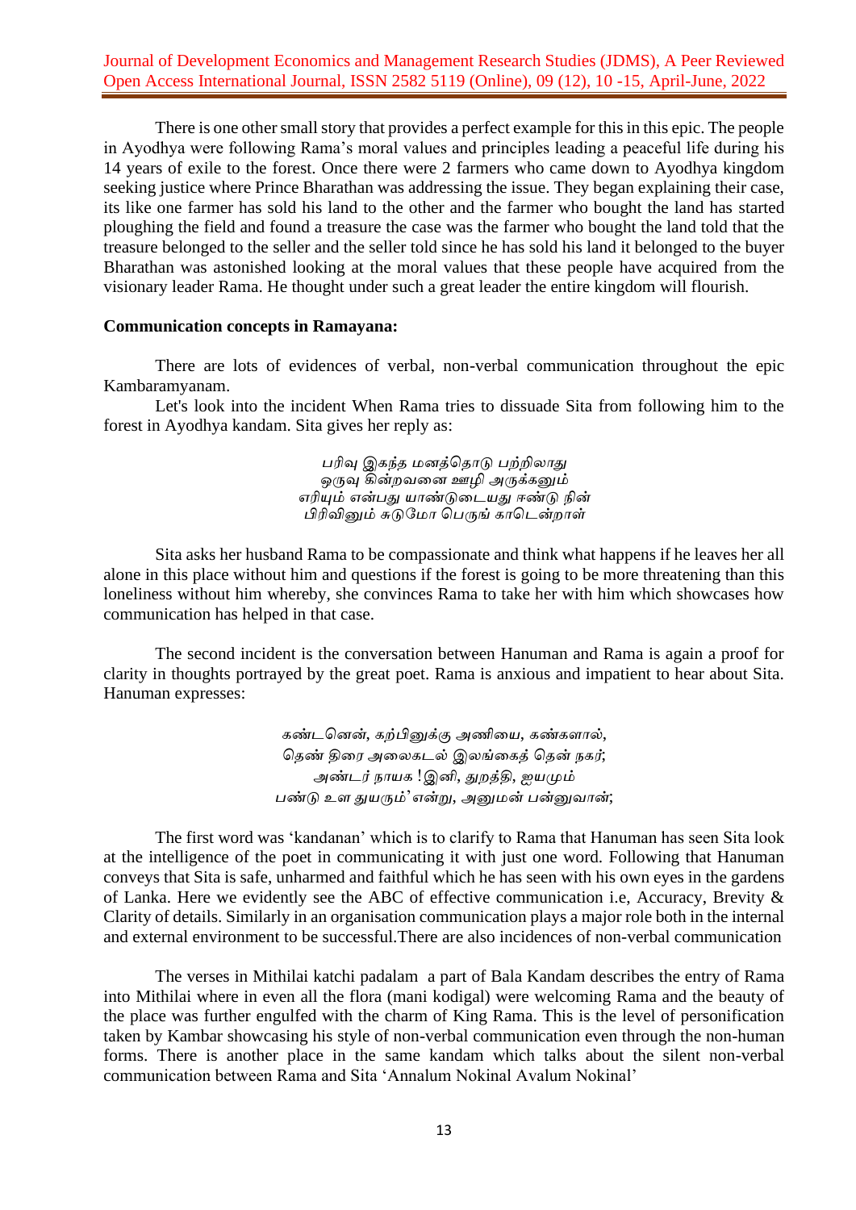There is one other small story that provides a perfect example for this in this epic. The people in Ayodhya were following Rama's moral values and principles leading a peaceful life during his 14 years of exile to the forest. Once there were 2 farmers who came down to Ayodhya kingdom seeking justice where Prince Bharathan was addressing the issue. They began explaining their case, its like one farmer has sold his land to the other and the farmer who bought the land has started ploughing the field and found a treasure the case was the farmer who bought the land told that the treasure belonged to the seller and the seller told since he has sold his land it belonged to the buyer Bharathan was astonished looking at the moral values that these people have acquired from the visionary leader Rama. He thought under such a great leader the entire kingdom will flourish.

**Communication concepts in Ramayana:**

There are lots of evidences of verbal, non-verbal communication throughout the epic Kambaramyanam.

Let's look into the incident When Rama tries to dissuade Sita from following him to the forest in Ayodhya kandam. Sita gives her reply as:

*பரிவு இகந்த மனத்தொடு பற்றிலாது*
*ஒருவு கின்றவனை ஊழி அருக்கனும்*
*எரியும் என்பது யாண்டுடையது ஈண்டு நின்*
*பிரிவினும் சுடுமோ பெருங் காடென்றாள்*

Sita asks her husband Rama to be compassionate and think what happens if he leaves her all alone in this place without him and questions if the forest is going to be more threatening than this loneliness without him whereby, she convinces Rama to take her with him which showcases how communication has helped in that case.

The second incident is the conversation between Hanuman and Rama is again a proof for clarity in thoughts portrayed by the great poet. Rama is anxious and impatient to hear about Sita. Hanuman expresses:

*கண்டனென், கற்பினுக்கு அணியை, கண்களால்,*
*தெண் திரை அலைகடல் இலங்கைத் தென் நகர்;*
*அண்டர் நாயக !இனி, துறத்தி, ஐயமும்*
*பண்டு உள துயரும்' என்று, அனுமன் பன்னுவான்;*

The first word was 'kandanan' which is to clarify to Rama that Hanuman has seen Sita look at the intelligence of the poet in communicating it with just one word. Following that Hanuman conveys that Sita is safe, unharmed and faithful which he has seen with his own eyes in the gardens of Lanka. Here we evidently see the ABC of effective communication i.e, Accuracy, Brevity & Clarity of details. Similarly in an organisation communication plays a major role both in the internal and external environment to be successful.There are also incidences of non-verbal communication

The verses in Mithilai katchi padalam a part of Bala Kandam describes the entry of Rama into Mithilai where in even all the flora (mani kodigal) were welcoming Rama and the beauty of the place was further engulfed with the charm of King Rama. This is the level of personification taken by Kambar showcasing his style of non-verbal communication even through the non-human forms. There is another place in the same kandam which talks about the silent non-verbal communication between Rama and Sita 'Annalum Nokinal Avalum Nokinal'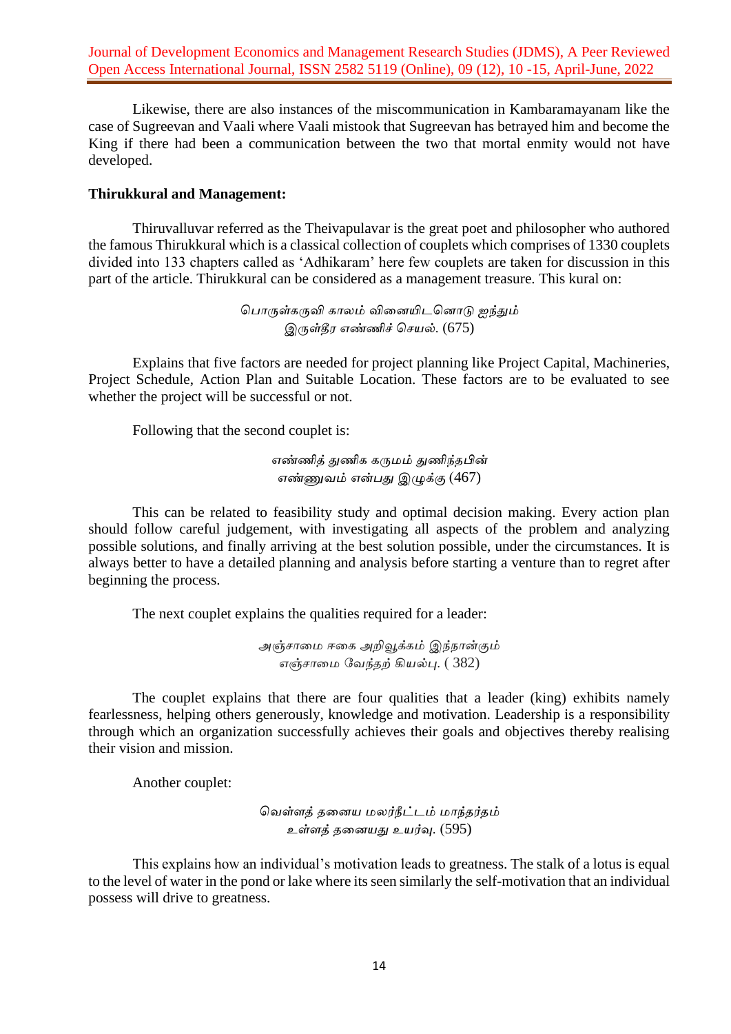Likewise, there are also instances of the miscommunication in Kambaramayanam like the case of Sugreevan and Vaali where Vaali mistook that Sugreevan has betrayed him and become the King if there had been a communication between the two that mortal enmity would not have developed.

**Thirukkural and Management:**

Thiruvalluvar referred as the Theivapulavar is the great poet and philosopher who authored the famous Thirukkural which is a classical collection of couplets which comprises of 1330 couplets divided into 133 chapters called as 'Adhikaram' here few couplets are taken for discussion in this part of the article. Thirukkural can be considered as a management treasure. This kural on:

*பொருள்கருவி காலம் வினையிடனொடு ஐந்தும்*
*இருள்தீர எண்ணிச் செயல்.* (675)

Explains that five factors are needed for project planning like Project Capital, Machineries, Project Schedule, Action Plan and Suitable Location. These factors are to be evaluated to see whether the project will be successful or not.

Following that the second couplet is:

*எண்ணித் துணிக கருமம் துணிந்தபின்*
*எண்ணுவம் என்பது இழுக்கு* (467)

This can be related to feasibility study and optimal decision making. Every action plan should follow careful judgement, with investigating all aspects of the problem and analyzing possible solutions, and finally arriving at the best solution possible, under the circumstances. It is always better to have a detailed planning and analysis before starting a venture than to regret after beginning the process.

The next couplet explains the qualities required for a leader:

*அஞ்சாமை ஈகை அறிவூக்கம் இந்நான்கும்*
*எஞ்சாமை வேந்தற் கியல்பு.* ( 382)

The couplet explains that there are four qualities that a leader (king) exhibits namely fearlessness, helping others generously, knowledge and motivation. Leadership is a responsibility through which an organization successfully achieves their goals and objectives thereby realising their vision and mission.

Another couplet:

*வெள்ளத் தனைய மலர்நீட்டம் மாந்தர்தம்*
*உள்ளத் தனையது உயர்வு.* (595)

This explains how an individual's motivation leads to greatness. The stalk of a lotus is equal to the level of water in the pond or lake where its seen similarly the self-motivation that an individual possess will drive to greatness.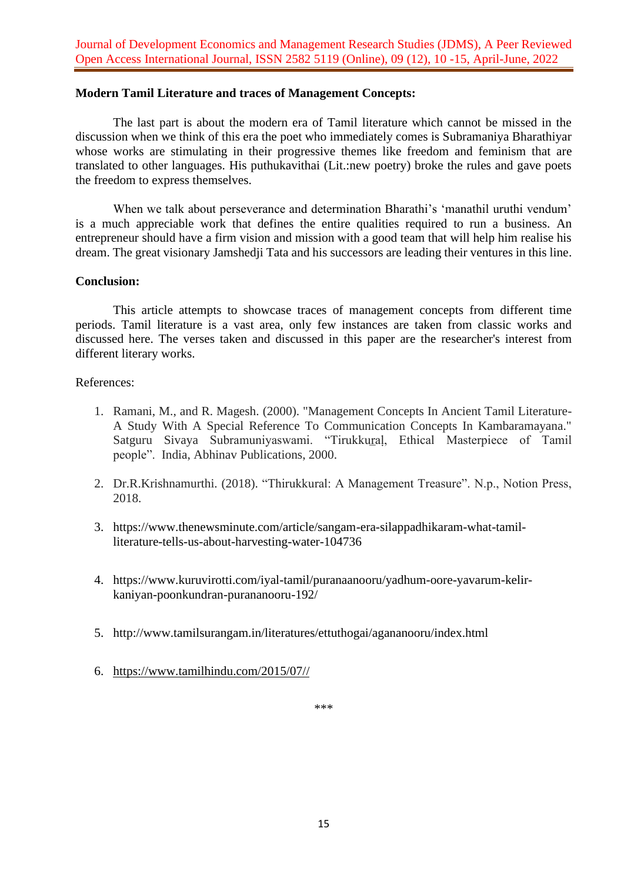**Modern Tamil Literature and traces of Management Concepts:**

The last part is about the modern era of Tamil literature which cannot be missed in the discussion when we think of this era the poet who immediately comes is Subramaniya Bharathiyar whose works are stimulating in their progressive themes like freedom and feminism that are translated to other languages. His puthukavithai (Lit.:new poetry) broke the rules and gave poets the freedom to express themselves.

When we talk about perseverance and determination Bharathi's 'manathil uruthi vendum' is a much appreciable work that defines the entire qualities required to run a business. An entrepreneur should have a firm vision and mission with a good team that will help him realise his dream. The great visionary Jamshedji Tata and his successors are leading their ventures in this line.

**Conclusion:**

This article attempts to showcase traces of management concepts from different time periods. Tamil literature is a vast area, only few instances are taken from classic works and discussed here. The verses taken and discussed in this paper are the researcher's interest from different literary works.

References:

1. Ramani, M., and R. Magesh. (2000). "Management Concepts In Ancient Tamil Literature-A Study With A Special Reference To Communication Concepts In Kambaramayana." Satguru Sivaya Subramuniyaswami. "Tirukkuṟaḷ, Ethical Masterpiece of Tamil people". India, Abhinav Publications, 2000.

2. Dr.R.Krishnamurthi. (2018). "Thirukkural: A Management Treasure". N.p., Notion Press, 2018.

3. https://www.thenewsminute.com/article/sangam-era-silappadhikaram-what-tamil-literature-tells-us-about-harvesting-water-104736

4. https://www.kuruvirotti.com/iyal-tamil/puranaanooru/yadhum-oore-yavarum-kelir-kaniyan-poonkundran-purananooru-192/

5. http://www.tamilsurangam.in/literatures/ettuthogai/agananooru/index.html

6. https://www.tamilhindu.com/2015/07//

\*\*\*